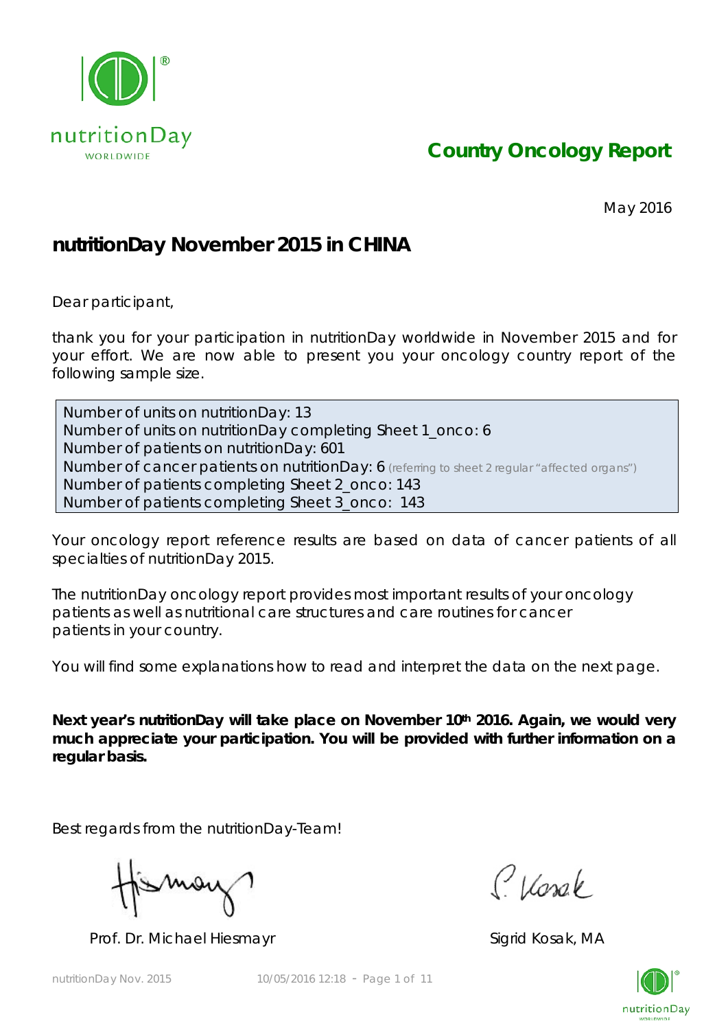# Country Oncology Report

May 2016

## nutritionDay November 2015 in CHINA

Dear participant,

thank you for your participation in nutritionDay worldwide in November 2015 and for your effort. We are now able to present you your oncology country report of the following sample size.

Number of units on nutritionDay: 13
Number of units on nutritionDay completing Sheet 1_onco: 6
Number of patients on nutritionDay: 601
Number of cancer patients on nutritionDay: 6 (referring to sheet 2 regular "affected organs")
Number of patients completing Sheet 2_onco: 143
Number of patients completing Sheet 3_onco: 143

Your oncology report reference results are based on data of cancer patients of all specialties of nutritionDay 2015.

The nutritionDay oncology report provides most important results of your oncology patients as well as nutritional care structures and care routines for cancer patients in your country.

You will find some explanations how to read and interpret the data on the next page.

**Next year's nutritionDay will take place on November 10th 2016. Again, we would very much appreciate your participation. You will be provided with further information on a regular basis.**

Best regards from the nutritionDay-Team!

Prof. Dr. Michael Hiesmayr

Sigrid Kosak, MA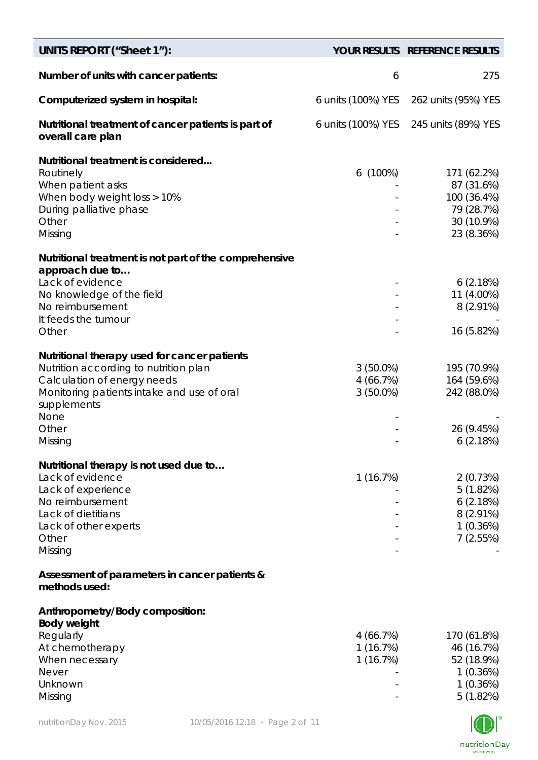| UNITS REPORT ("Sheet 1"): | YOUR RESULTS | REFERENCE RESULTS |
|---|---|---|
| **Number of units with cancer patients:** | 6 | 275 |
| **Computerized system in hospital:** | 6 units (100%) YES | 262 units (95%) YES |
| **Nutritional treatment of cancer patients is part of overall care plan** | 6 units (100%) YES | 245 units (89%) YES |
| **Nutritional treatment is considered...** | | |
| Routinely | 6 (100%) | 171 (62.2%) |
| When patient asks | - | 87 (31.6%) |
| When body weight loss > 10% | - | 100 (36.4%) |
| During palliative phase | - | 79 (28.7%) |
| Other | - | 30 (10.9%) |
| Missing | - | 23 (8.36%) |
| **Nutritional treatment is not part of the comprehensive approach due to…** | | |
| Lack of evidence | - | 6 (2.18%) |
| No knowledge of the field | - | 11 (4.00%) |
| No reimbursement | - | 8 (2.91%) |
| It feeds the tumour | - | - |
| Other | - | 16 (5.82%) |
| **Nutritional therapy used for cancer patients** | | |
| Nutrition according to nutrition plan | 3 (50.0%) | 195 (70.9%) |
| Calculation of energy needs | 4 (66.7%) | 164 (59.6%) |
| Monitoring patients intake and use of oral supplements | 3 (50.0%) | 242 (88.0%) |
| None | - | - |
| Other | - | 26 (9.45%) |
| Missing | - | 6 (2.18%) |
| **Nutritional therapy is not used due to…** | | |
| Lack of evidence | 1 (16.7%) | 2 (0.73%) |
| Lack of experience | - | 5 (1.82%) |
| No reimbursement | - | 6 (2.18%) |
| Lack of dietitians | - | 8 (2.91%) |
| Lack of other experts | - | 1 (0.36%) |
| Other | - | 7 (2.55%) |
| Missing | - | - |
| **Assessment of parameters in cancer patients & methods used:** | | |
| **Anthropometry/Body composition:** | | |
| **Body weight** | | |
| Regularly | 4 (66.7%) | 170 (61.8%) |
| At chemotherapy | 1 (16.7%) | 46 (16.7%) |
| When necessary | 1 (16.7%) | 52 (18.9%) |
| Never | - | 1 (0.36%) |
| Unknown | - | 1 (0.36%) |
| Missing | - | 5 (1.82%) |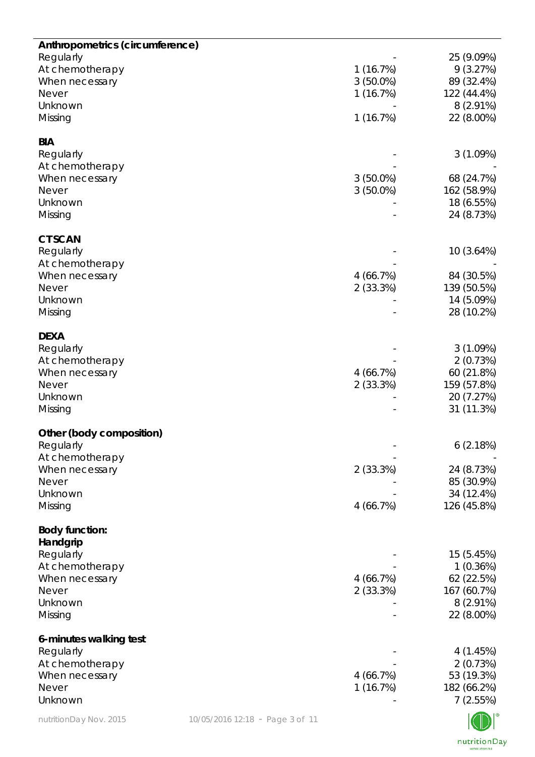| | | |
|---|---|---|
| **Anthropometrics (circumference)** | | |
| Regularly | - | 25 (9.09%) |
| At chemotherapy | 1 (16.7%) | 9 (3.27%) |
| When necessary | 3 (50.0%) | 89 (32.4%) |
| Never | 1 (16.7%) | 122 (44.4%) |
| Unknown | - | 8 (2.91%) |
| Missing | 1 (16.7%) | 22 (8.00%) |
| **BIA** | | |
| Regularly | - | 3 (1.09%) |
| At chemotherapy | - | - |
| When necessary | 3 (50.0%) | 68 (24.7%) |
| Never | 3 (50.0%) | 162 (58.9%) |
| Unknown | - | 18 (6.55%) |
| Missing | - | 24 (8.73%) |
| **CT SCAN** | | |
| Regularly | - | 10 (3.64%) |
| At chemotherapy | - | - |
| When necessary | 4 (66.7%) | 84 (30.5%) |
| Never | 2 (33.3%) | 139 (50.5%) |
| Unknown | - | 14 (5.09%) |
| Missing | - | 28 (10.2%) |
| **DEXA** | | |
| Regularly | - | 3 (1.09%) |
| At chemotherapy | - | 2 (0.73%) |
| When necessary | 4 (66.7%) | 60 (21.8%) |
| Never | 2 (33.3%) | 159 (57.8%) |
| Unknown | - | 20 (7.27%) |
| Missing | - | 31 (11.3%) |
| **Other (body composition)** | | |
| Regularly | - | 6 (2.18%) |
| At chemotherapy | - | - |
| When necessary | 2 (33.3%) | 24 (8.73%) |
| Never | - | 85 (30.9%) |
| Unknown | - | 34 (12.4%) |
| Missing | 4 (66.7%) | 126 (45.8%) |
| **Body function:** | | |
| **Handgrip** | | |
| Regularly | - | 15 (5.45%) |
| At chemotherapy | - | 1 (0.36%) |
| When necessary | 4 (66.7%) | 62 (22.5%) |
| Never | 2 (33.3%) | 167 (60.7%) |
| Unknown | - | 8 (2.91%) |
| Missing | - | 22 (8.00%) |
| **6-minutes walking test** | | |
| Regularly | - | 4 (1.45%) |
| At chemotherapy | - | 2 (0.73%) |
| When necessary | 4 (66.7%) | 53 (19.3%) |
| Never | 1 (16.7%) | 182 (66.2%) |
| Unknown | - | 7 (2.55%) |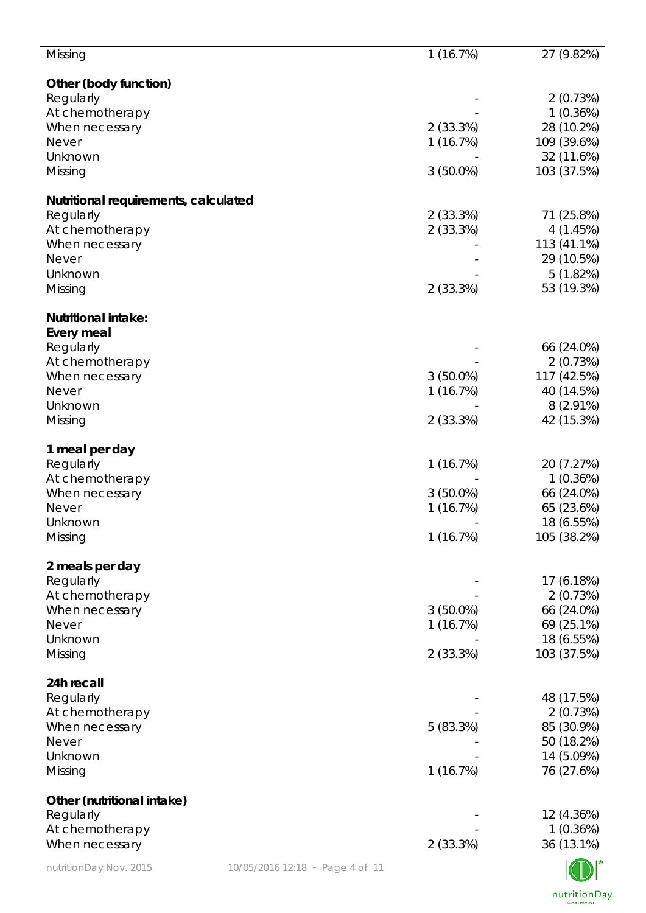| | | |
|---|---|---|
| Missing | 1 (16.7%) | 27 (9.82%) |
| **Other (body function)** | | |
| Regularly | - | 2 (0.73%) |
| At chemotherapy | - | 1 (0.36%) |
| When necessary | 2 (33.3%) | 28 (10.2%) |
| Never | 1 (16.7%) | 109 (39.6%) |
| Unknown | - | 32 (11.6%) |
| Missing | 3 (50.0%) | 103 (37.5%) |
| **Nutritional requirements, calculated** | | |
| Regularly | 2 (33.3%) | 71 (25.8%) |
| At chemotherapy | 2 (33.3%) | 4 (1.45%) |
| When necessary | - | 113 (41.1%) |
| Never | - | 29 (10.5%) |
| Unknown | - | 5 (1.82%) |
| Missing | 2 (33.3%) | 53 (19.3%) |
| **Nutritional intake:** | | |
| **Every meal** | | |
| Regularly | - | 66 (24.0%) |
| At chemotherapy | - | 2 (0.73%) |
| When necessary | 3 (50.0%) | 117 (42.5%) |
| Never | 1 (16.7%) | 40 (14.5%) |
| Unknown | - | 8 (2.91%) |
| Missing | 2 (33.3%) | 42 (15.3%) |
| **1 meal per day** | | |
| Regularly | 1 (16.7%) | 20 (7.27%) |
| At chemotherapy | - | 1 (0.36%) |
| When necessary | 3 (50.0%) | 66 (24.0%) |
| Never | 1 (16.7%) | 65 (23.6%) |
| Unknown | - | 18 (6.55%) |
| Missing | 1 (16.7%) | 105 (38.2%) |
| **2 meals per day** | | |
| Regularly | - | 17 (6.18%) |
| At chemotherapy | - | 2 (0.73%) |
| When necessary | 3 (50.0%) | 66 (24.0%) |
| Never | 1 (16.7%) | 69 (25.1%) |
| Unknown | - | 18 (6.55%) |
| Missing | 2 (33.3%) | 103 (37.5%) |
| **24h recall** | | |
| Regularly | - | 48 (17.5%) |
| At chemotherapy | - | 2 (0.73%) |
| When necessary | 5 (83.3%) | 85 (30.9%) |
| Never | - | 50 (18.2%) |
| Unknown | - | 14 (5.09%) |
| Missing | 1 (16.7%) | 76 (27.6%) |
| **Other (nutritional intake)** | | |
| Regularly | - | 12 (4.36%) |
| At chemotherapy | - | 1 (0.36%) |
| When necessary | 2 (33.3%) | 36 (13.1%) |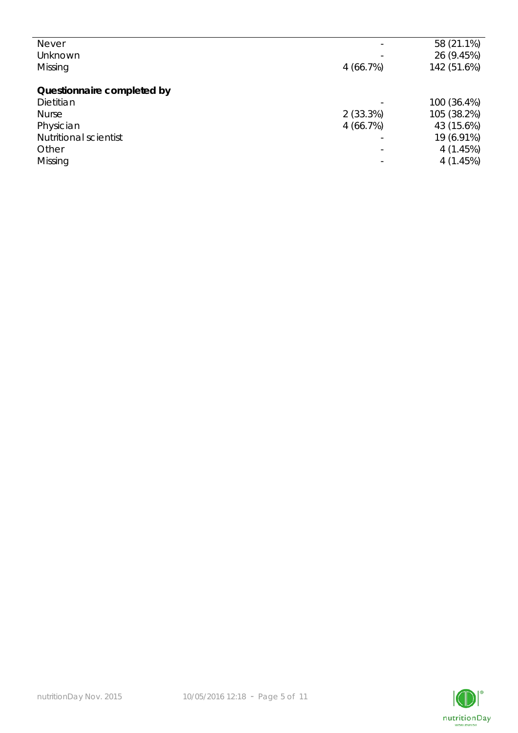|  |  |  |
| --- | --- | --- |
| Never | - | 58 (21.1%) |
| Unknown | - | 26 (9.45%) |
| Missing | 4 (66.7%) | 142 (51.6%) |
| **Questionnaire completed by** |  |  |
| Dietitian | - | 100 (36.4%) |
| Nurse | 2 (33.3%) | 105 (38.2%) |
| Physician | 4 (66.7%) | 43 (15.6%) |
| Nutritional scientist | - | 19 (6.91%) |
| Other | - | 4 (1.45%) |
| Missing | - | 4 (1.45%) |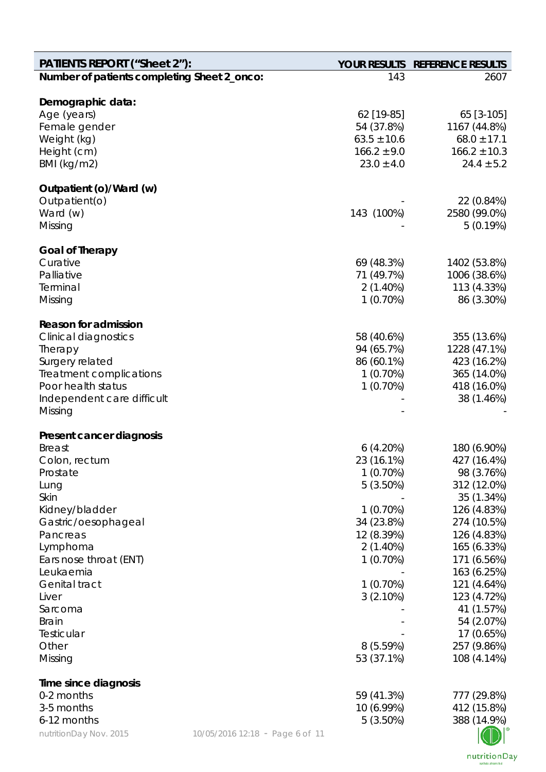| PATIENTS REPORT ("Sheet 2"): | YOUR RESULTS | REFERENCE RESULTS |
|---|---|---|
| **Number of patients completing Sheet 2_onco:** | 143 | 2607 |
| | | |
| **Demographic data:** | | |
| Age (years) | 62 [19-85] | 65 [3-105] |
| Female gender | 54 (37.8%) | 1167 (44.8%) |
| Weight (kg) | 63.5 ± 10.6 | 68.0 ± 17.1 |
| Height (cm) | 166.2 ± 9.0 | 166.2 ± 10.3 |
| BMI (kg/m2) | 23.0 ± 4.0 | 24.4 ± 5.2 |
| | | |
| **Outpatient (o)/Ward (w)** | | |
| Outpatient(o) | - | 22 (0.84%) |
| Ward (w) | 143 (100%) | 2580 (99.0%) |
| Missing | - | 5 (0.19%) |
| | | |
| **Goal of Therapy** | | |
| Curative | 69 (48.3%) | 1402 (53.8%) |
| Palliative | 71 (49.7%) | 1006 (38.6%) |
| Terminal | 2 (1.40%) | 113 (4.33%) |
| Missing | 1 (0.70%) | 86 (3.30%) |
| | | |
| **Reason for admission** | | |
| Clinical diagnostics | 58 (40.6%) | 355 (13.6%) |
| Therapy | 94 (65.7%) | 1228 (47.1%) |
| Surgery related | 86 (60.1%) | 423 (16.2%) |
| Treatment complications | 1 (0.70%) | 365 (14.0%) |
| Poor health status | 1 (0.70%) | 418 (16.0%) |
| Independent care difficult | - | 38 (1.46%) |
| Missing | - | - |
| | | |
| **Present cancer diagnosis** | | |
| Breast | 6 (4.20%) | 180 (6.90%) |
| Colon, rectum | 23 (16.1%) | 427 (16.4%) |
| Prostate | 1 (0.70%) | 98 (3.76%) |
| Lung | 5 (3.50%) | 312 (12.0%) |
| Skin | - | 35 (1.34%) |
| Kidney/bladder | 1 (0.70%) | 126 (4.83%) |
| Gastric/oesophageal | 34 (23.8%) | 274 (10.5%) |
| Pancreas | 12 (8.39%) | 126 (4.83%) |
| Lymphoma | 2 (1.40%) | 165 (6.33%) |
| Ears nose throat (ENT) | 1 (0.70%) | 171 (6.56%) |
| Leukaemia | - | 163 (6.25%) |
| Genital tract | 1 (0.70%) | 121 (4.64%) |
| Liver | 3 (2.10%) | 123 (4.72%) |
| Sarcoma | - | 41 (1.57%) |
| Brain | - | 54 (2.07%) |
| Testicular | - | 17 (0.65%) |
| Other | 8 (5.59%) | 257 (9.86%) |
| Missing | 53 (37.1%) | 108 (4.14%) |
| | | |
| **Time since diagnosis** | | |
| 0-2 months | 59 (41.3%) | 777 (29.8%) |
| 3-5 months | 10 (6.99%) | 412 (15.8%) |
| 6-12 months | 5 (3.50%) | 388 (14.9%) |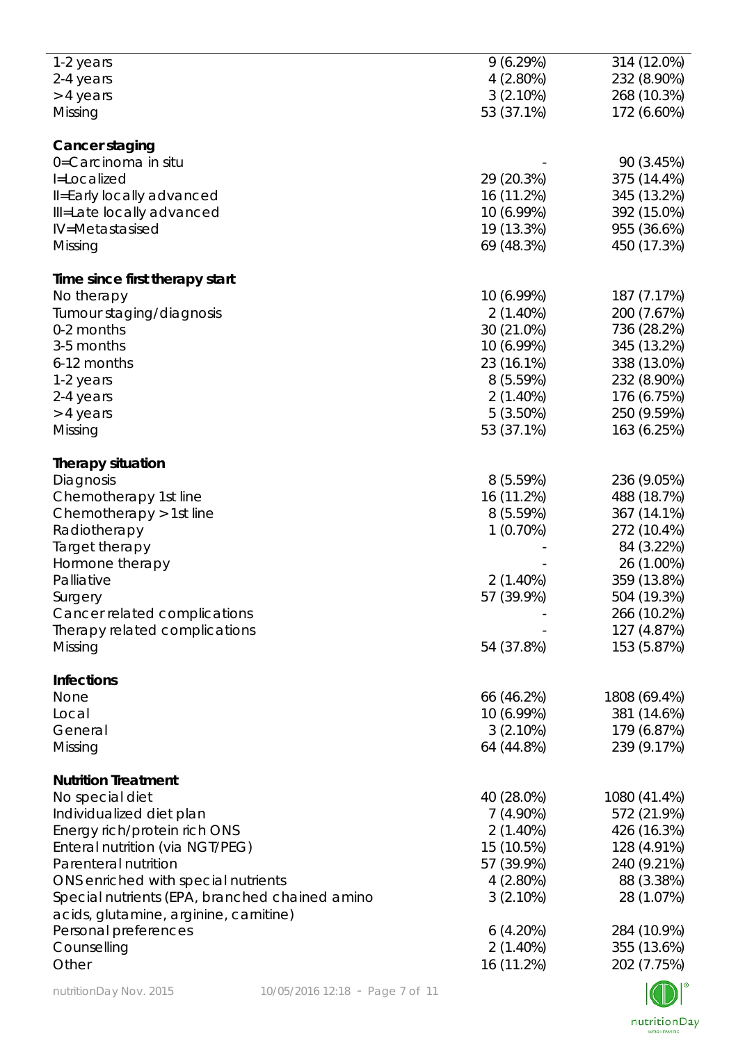| | | |
|---|---|---|
| 1-2 years | 9 (6.29%) | 314 (12.0%) |
| 2-4 years | 4 (2.80%) | 232 (8.90%) |
| > 4 years | 3 (2.10%) | 268 (10.3%) |
| Missing | 53 (37.1%) | 172 (6.60%) |
| | | |
| **Cancer staging** | | |
| 0=Carcinoma in situ | - | 90 (3.45%) |
| I=Localized | 29 (20.3%) | 375 (14.4%) |
| II=Early locally advanced | 16 (11.2%) | 345 (13.2%) |
| III=Late locally advanced | 10 (6.99%) | 392 (15.0%) |
| IV=Metastasised | 19 (13.3%) | 955 (36.6%) |
| Missing | 69 (48.3%) | 450 (17.3%) |
| | | |
| **Time since first therapy start** | | |
| No therapy | 10 (6.99%) | 187 (7.17%) |
| Tumour staging/diagnosis | 2 (1.40%) | 200 (7.67%) |
| 0-2 months | 30 (21.0%) | 736 (28.2%) |
| 3-5 months | 10 (6.99%) | 345 (13.2%) |
| 6-12 months | 23 (16.1%) | 338 (13.0%) |
| 1-2 years | 8 (5.59%) | 232 (8.90%) |
| 2-4 years | 2 (1.40%) | 176 (6.75%) |
| > 4 years | 5 (3.50%) | 250 (9.59%) |
| Missing | 53 (37.1%) | 163 (6.25%) |
| | | |
| **Therapy situation** | | |
| Diagnosis | 8 (5.59%) | 236 (9.05%) |
| Chemotherapy 1st line | 16 (11.2%) | 488 (18.7%) |
| Chemotherapy > 1st line | 8 (5.59%) | 367 (14.1%) |
| Radiotherapy | 1 (0.70%) | 272 (10.4%) |
| Target therapy | - | 84 (3.22%) |
| Hormone therapy | - | 26 (1.00%) |
| Palliative | 2 (1.40%) | 359 (13.8%) |
| Surgery | 57 (39.9%) | 504 (19.3%) |
| Cancer related complications | - | 266 (10.2%) |
| Therapy related complications | - | 127 (4.87%) |
| Missing | 54 (37.8%) | 153 (5.87%) |
| | | |
| **Infections** | | |
| None | 66 (46.2%) | 1808 (69.4%) |
| Local | 10 (6.99%) | 381 (14.6%) |
| General | 3 (2.10%) | 179 (6.87%) |
| Missing | 64 (44.8%) | 239 (9.17%) |
| | | |
| **Nutrition Treatment** | | |
| No special diet | 40 (28.0%) | 1080 (41.4%) |
| Individualized diet plan | 7 (4.90%) | 572 (21.9%) |
| Energy rich/protein rich ONS | 2 (1.40%) | 426 (16.3%) |
| Enteral nutrition (via NGT/PEG) | 15 (10.5%) | 128 (4.91%) |
| Parenteral nutrition | 57 (39.9%) | 240 (9.21%) |
| ONS enriched with special nutrients | 4 (2.80%) | 88 (3.38%) |
| Special nutrients (EPA, branched chained amino acids, glutamine, arginine, carnitine) | 3 (2.10%) | 28 (1.07%) |
| Personal preferences | 6 (4.20%) | 284 (10.9%) |
| Counselling | 2 (1.40%) | 355 (13.6%) |
| Other | 16 (11.2%) | 202 (7.75%) |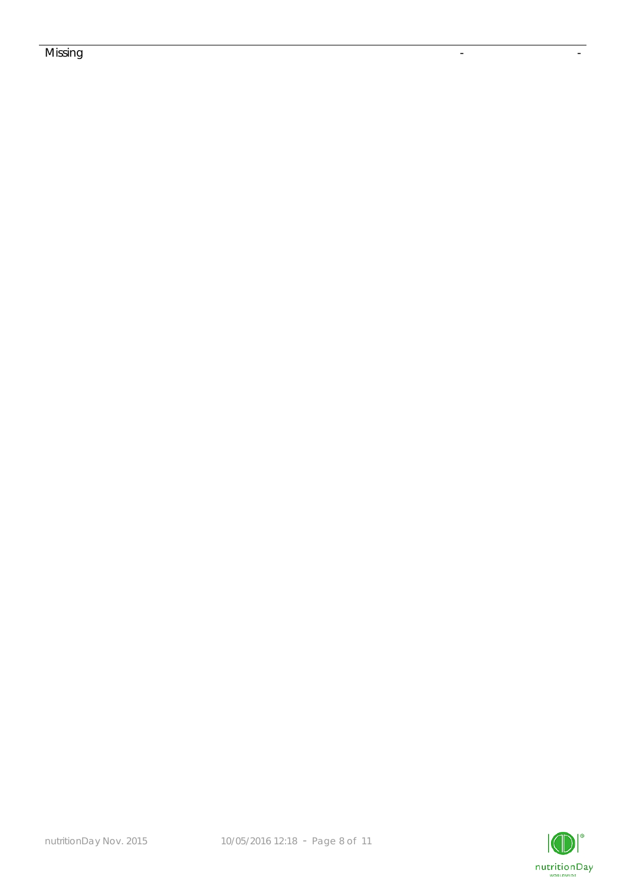| Missing | - | - |
|---|---|---|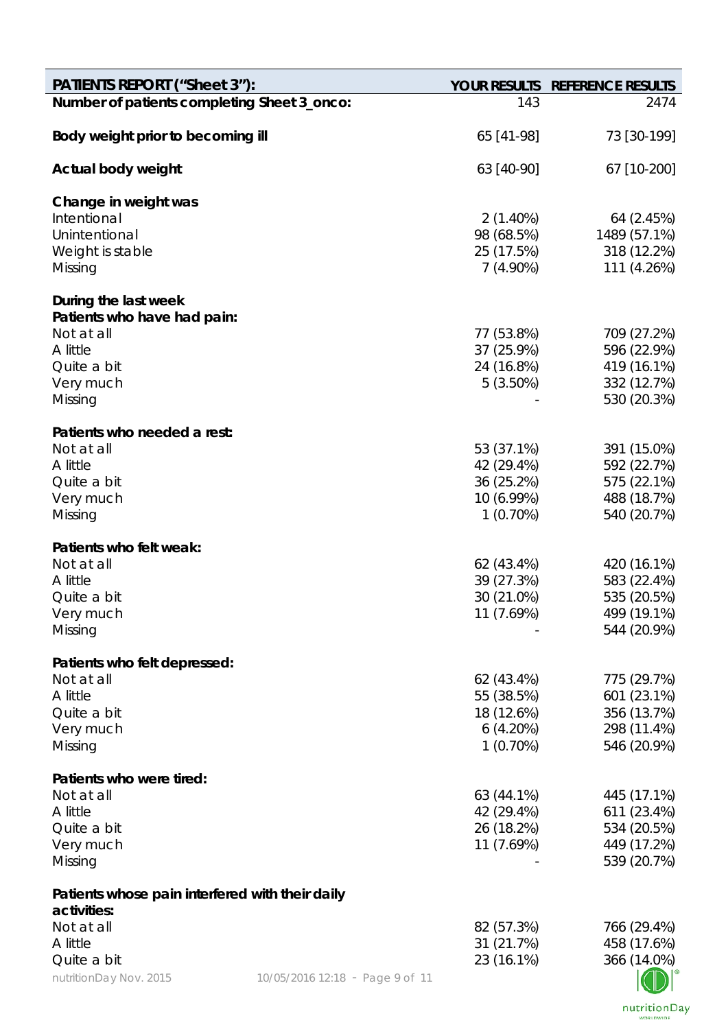| PATIENTS REPORT ("Sheet 3"): | YOUR RESULTS | REFERENCE RESULTS |
|---|---|---|
| **Number of patients completing Sheet 3_onco:** | 143 | 2474 |
| **Body weight prior to becoming ill** | 65 [41-98] | 73 [30-199] |
| **Actual body weight** | 63 [40-90] | 67 [10-200] |
| **Change in weight was** | | |
| Intentional | 2 (1.40%) | 64 (2.45%) |
| Unintentional | 98 (68.5%) | 1489 (57.1%) |
| Weight is stable | 25 (17.5%) | 318 (12.2%) |
| Missing | 7 (4.90%) | 111 (4.26%) |
| **During the last week** | | |
| **Patients who have had pain:** | | |
| Not at all | 77 (53.8%) | 709 (27.2%) |
| A little | 37 (25.9%) | 596 (22.9%) |
| Quite a bit | 24 (16.8%) | 419 (16.1%) |
| Very much | 5 (3.50%) | 332 (12.7%) |
| Missing | - | 530 (20.3%) |
| **Patients who needed a rest:** | | |
| Not at all | 53 (37.1%) | 391 (15.0%) |
| A little | 42 (29.4%) | 592 (22.7%) |
| Quite a bit | 36 (25.2%) | 575 (22.1%) |
| Very much | 10 (6.99%) | 488 (18.7%) |
| Missing | 1 (0.70%) | 540 (20.7%) |
| **Patients who felt weak:** | | |
| Not at all | 62 (43.4%) | 420 (16.1%) |
| A little | 39 (27.3%) | 583 (22.4%) |
| Quite a bit | 30 (21.0%) | 535 (20.5%) |
| Very much | 11 (7.69%) | 499 (19.1%) |
| Missing | - | 544 (20.9%) |
| **Patients who felt depressed:** | | |
| Not at all | 62 (43.4%) | 775 (29.7%) |
| A little | 55 (38.5%) | 601 (23.1%) |
| Quite a bit | 18 (12.6%) | 356 (13.7%) |
| Very much | 6 (4.20%) | 298 (11.4%) |
| Missing | 1 (0.70%) | 546 (20.9%) |
| **Patients who were tired:** | | |
| Not at all | 63 (44.1%) | 445 (17.1%) |
| A little | 42 (29.4%) | 611 (23.4%) |
| Quite a bit | 26 (18.2%) | 534 (20.5%) |
| Very much | 11 (7.69%) | 449 (17.2%) |
| Missing | - | 539 (20.7%) |
| **Patients whose pain interfered with their daily activities:** | | |
| Not at all | 82 (57.3%) | 766 (29.4%) |
| A little | 31 (21.7%) | 458 (17.6%) |
| Quite a bit | 23 (16.1%) | 366 (14.0%) |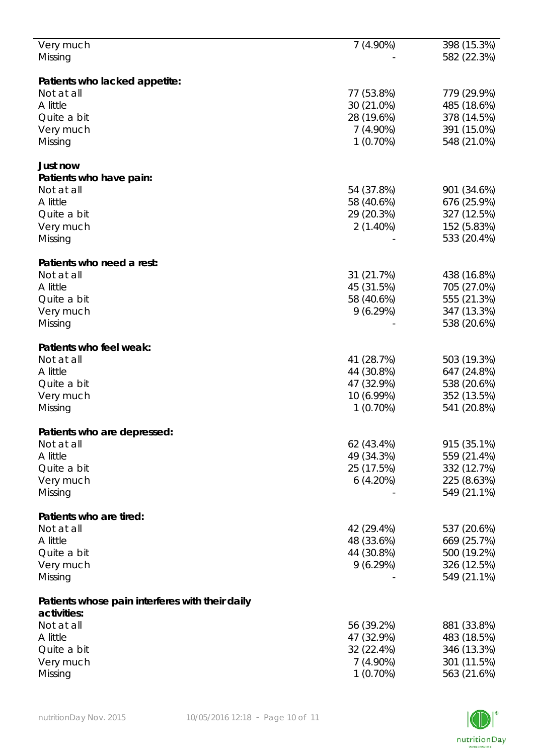| | | |
|---|---|---|
| Very much | 7 (4.90%) | 398 (15.3%) |
| Missing | - | 582 (22.3%) |
| | | |
| **Patients who lacked appetite:** | | |
| Not at all | 77 (53.8%) | 779 (29.9%) |
| A little | 30 (21.0%) | 485 (18.6%) |
| Quite a bit | 28 (19.6%) | 378 (14.5%) |
| Very much | 7 (4.90%) | 391 (15.0%) |
| Missing | 1 (0.70%) | 548 (21.0%) |
| | | |
| **Just now** | | |
| **Patients who have pain:** | | |
| Not at all | 54 (37.8%) | 901 (34.6%) |
| A little | 58 (40.6%) | 676 (25.9%) |
| Quite a bit | 29 (20.3%) | 327 (12.5%) |
| Very much | 2 (1.40%) | 152 (5.83%) |
| Missing | - | 533 (20.4%) |
| | | |
| **Patients who need a rest:** | | |
| Not at all | 31 (21.7%) | 438 (16.8%) |
| A little | 45 (31.5%) | 705 (27.0%) |
| Quite a bit | 58 (40.6%) | 555 (21.3%) |
| Very much | 9 (6.29%) | 347 (13.3%) |
| Missing | - | 538 (20.6%) |
| | | |
| **Patients who feel weak:** | | |
| Not at all | 41 (28.7%) | 503 (19.3%) |
| A little | 44 (30.8%) | 647 (24.8%) |
| Quite a bit | 47 (32.9%) | 538 (20.6%) |
| Very much | 10 (6.99%) | 352 (13.5%) |
| Missing | 1 (0.70%) | 541 (20.8%) |
| | | |
| **Patients who are depressed:** | | |
| Not at all | 62 (43.4%) | 915 (35.1%) |
| A little | 49 (34.3%) | 559 (21.4%) |
| Quite a bit | 25 (17.5%) | 332 (12.7%) |
| Very much | 6 (4.20%) | 225 (8.63%) |
| Missing | - | 549 (21.1%) |
| | | |
| **Patients who are tired:** | | |
| Not at all | 42 (29.4%) | 537 (20.6%) |
| A little | 48 (33.6%) | 669 (25.7%) |
| Quite a bit | 44 (30.8%) | 500 (19.2%) |
| Very much | 9 (6.29%) | 326 (12.5%) |
| Missing | - | 549 (21.1%) |
| | | |
| **Patients whose pain interferes with their daily activities:** | | |
| Not at all | 56 (39.2%) | 881 (33.8%) |
| A little | 47 (32.9%) | 483 (18.5%) |
| Quite a bit | 32 (22.4%) | 346 (13.3%) |
| Very much | 7 (4.90%) | 301 (11.5%) |
| Missing | 1 (0.70%) | 563 (21.6%) |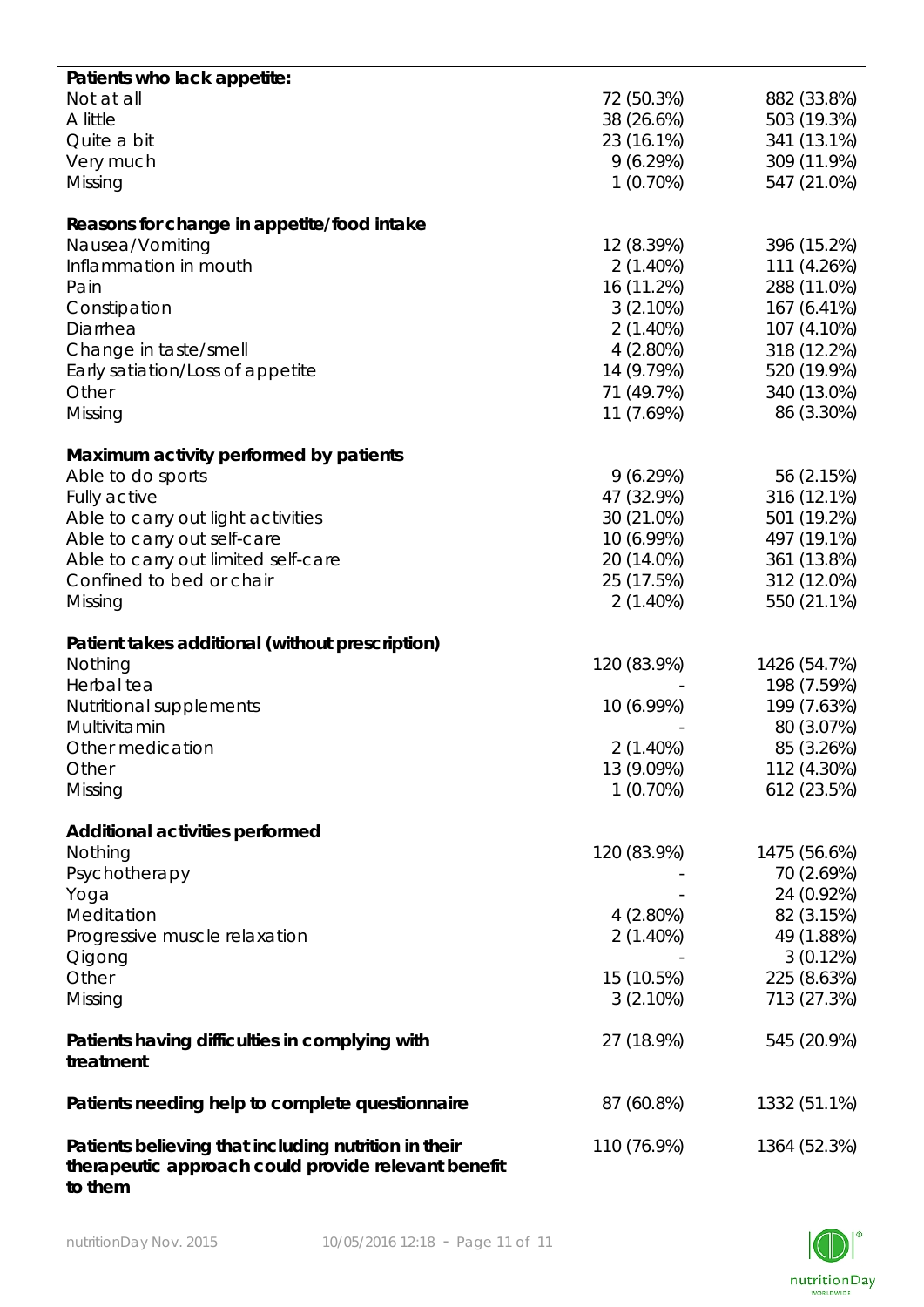| | | |
|---|---|---|
| **Patients who lack appetite:** | | |
| Not at all | 72 (50.3%) | 882 (33.8%) |
| A little | 38 (26.6%) | 503 (19.3%) |
| Quite a bit | 23 (16.1%) | 341 (13.1%) |
| Very much | 9 (6.29%) | 309 (11.9%) |
| Missing | 1 (0.70%) | 547 (21.0%) |
| **Reasons for change in appetite/food intake** | | |
| Nausea/Vomiting | 12 (8.39%) | 396 (15.2%) |
| Inflammation in mouth | 2 (1.40%) | 111 (4.26%) |
| Pain | 16 (11.2%) | 288 (11.0%) |
| Constipation | 3 (2.10%) | 167 (6.41%) |
| Diarrhea | 2 (1.40%) | 107 (4.10%) |
| Change in taste/smell | 4 (2.80%) | 318 (12.2%) |
| Early satiation/Loss of appetite | 14 (9.79%) | 520 (19.9%) |
| Other | 71 (49.7%) | 340 (13.0%) |
| Missing | 11 (7.69%) | 86 (3.30%) |
| **Maximum activity performed by patients** | | |
| Able to do sports | 9 (6.29%) | 56 (2.15%) |
| Fully active | 47 (32.9%) | 316 (12.1%) |
| Able to carry out light activities | 30 (21.0%) | 501 (19.2%) |
| Able to carry out self-care | 10 (6.99%) | 497 (19.1%) |
| Able to carry out limited self-care | 20 (14.0%) | 361 (13.8%) |
| Confined to bed or chair | 25 (17.5%) | 312 (12.0%) |
| Missing | 2 (1.40%) | 550 (21.1%) |
| **Patient takes additional (without prescription)** | | |
| Nothing | 120 (83.9%) | 1426 (54.7%) |
| Herbal tea | - | 198 (7.59%) |
| Nutritional supplements | 10 (6.99%) | 199 (7.63%) |
| Multivitamin | - | 80 (3.07%) |
| Other medication | 2 (1.40%) | 85 (3.26%) |
| Other | 13 (9.09%) | 112 (4.30%) |
| Missing | 1 (0.70%) | 612 (23.5%) |
| **Additional activities performed** | | |
| Nothing | 120 (83.9%) | 1475 (56.6%) |
| Psychotherapy | - | 70 (2.69%) |
| Yoga | - | 24 (0.92%) |
| Meditation | 4 (2.80%) | 82 (3.15%) |
| Progressive muscle relaxation | 2 (1.40%) | 49 (1.88%) |
| Qigong | - | 3 (0.12%) |
| Other | 15 (10.5%) | 225 (8.63%) |
| Missing | 3 (2.10%) | 713 (27.3%) |
| **Patients having difficulties in complying with treatment** | 27 (18.9%) | 545 (20.9%) |
| **Patients needing help to complete questionnaire** | 87 (60.8%) | 1332 (51.1%) |
| **Patients believing that including nutrition in their therapeutic approach could provide relevant benefit to them** | 110 (76.9%) | 1364 (52.3%) |